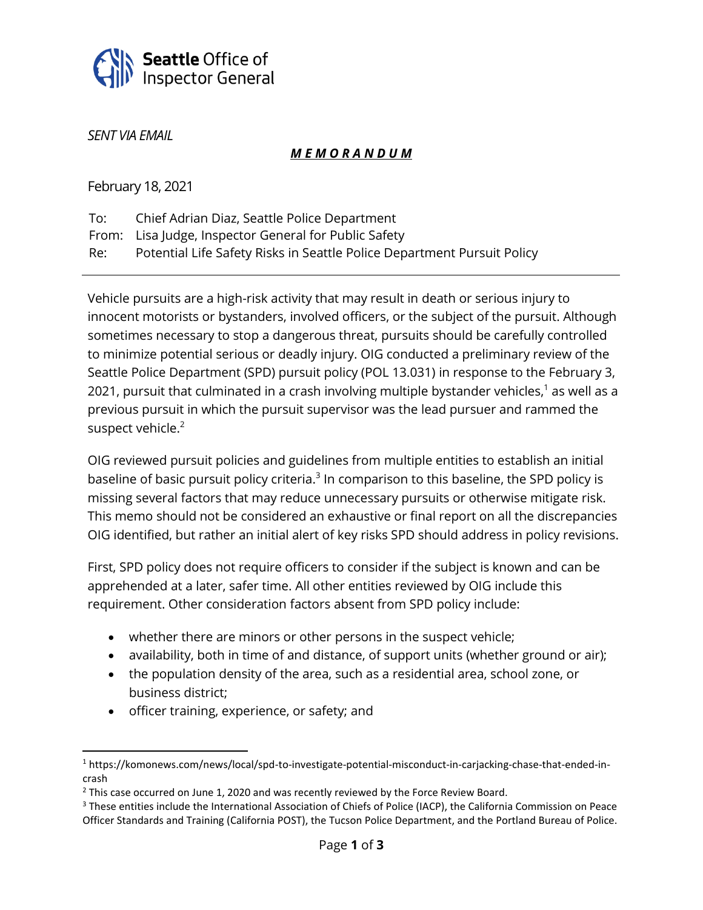**Seattle** Office of Inspector General

*SENT VIA EMAIL*

***M E M O R A N D U M***

February 18, 2021

To: Chief Adrian Diaz, Seattle Police Department
From: Lisa Judge, Inspector General for Public Safety
Re: Potential Life Safety Risks in Seattle Police Department Pursuit Policy

---

Vehicle pursuits are a high-risk activity that may result in death or serious injury to innocent motorists or bystanders, involved officers, or the subject of the pursuit. Although sometimes necessary to stop a dangerous threat, pursuits should be carefully controlled to minimize potential serious or deadly injury. OIG conducted a preliminary review of the Seattle Police Department (SPD) pursuit policy (POL 13.031) in response to the February 3, 2021, pursuit that culminated in a crash involving multiple bystander vehicles,[1] as well as a previous pursuit in which the pursuit supervisor was the lead pursuer and rammed the suspect vehicle.[2]

OIG reviewed pursuit policies and guidelines from multiple entities to establish an initial baseline of basic pursuit policy criteria.[3] In comparison to this baseline, the SPD policy is missing several factors that may reduce unnecessary pursuits or otherwise mitigate risk. This memo should not be considered an exhaustive or final report on all the discrepancies OIG identified, but rather an initial alert of key risks SPD should address in policy revisions.

First, SPD policy does not require officers to consider if the subject is known and can be apprehended at a later, safer time. All other entities reviewed by OIG include this requirement. Other consideration factors absent from SPD policy include:

- whether there are minors or other persons in the suspect vehicle;
- availability, both in time of and distance, of support units (whether ground or air);
- the population density of the area, such as a residential area, school zone, or business district;
- officer training, experience, or safety; and

---

[1] https://komonews.com/news/local/spd-to-investigate-potential-misconduct-in-carjacking-chase-that-ended-in-crash

[2] This case occurred on June 1, 2020 and was recently reviewed by the Force Review Board.

[3] These entities include the International Association of Chiefs of Police (IACP), the California Commission on Peace Officer Standards and Training (California POST), the Tucson Police Department, and the Portland Bureau of Police.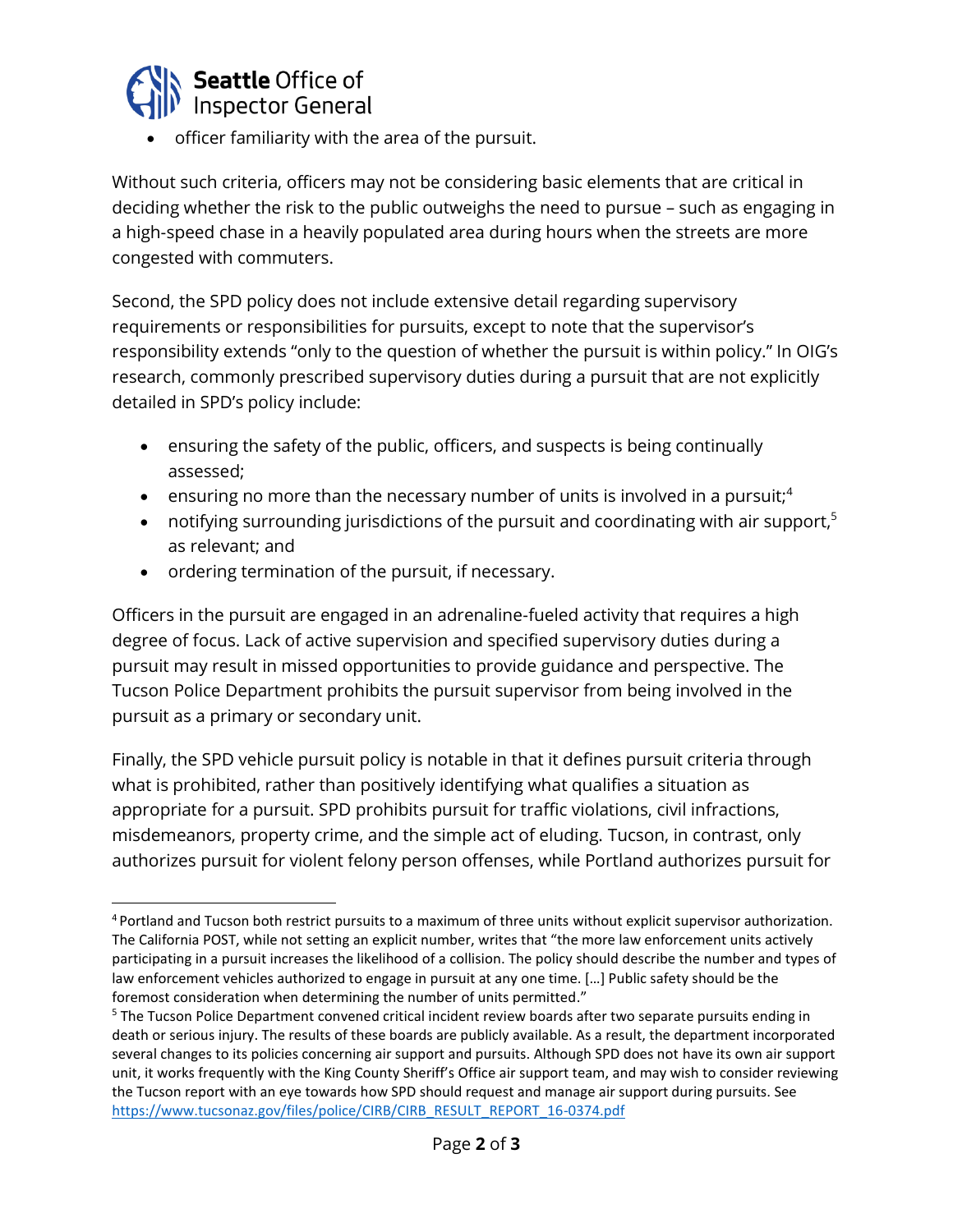- officer familiarity with the area of the pursuit.

Without such criteria, officers may not be considering basic elements that are critical in deciding whether the risk to the public outweighs the need to pursue – such as engaging in a high-speed chase in a heavily populated area during hours when the streets are more congested with commuters.

Second, the SPD policy does not include extensive detail regarding supervisory requirements or responsibilities for pursuits, except to note that the supervisor's responsibility extends "only to the question of whether the pursuit is within policy." In OIG's research, commonly prescribed supervisory duties during a pursuit that are not explicitly detailed in SPD's policy include:

- ensuring the safety of the public, officers, and suspects is being continually assessed;
- ensuring no more than the necessary number of units is involved in a pursuit;[4]
- notifying surrounding jurisdictions of the pursuit and coordinating with air support,[5] as relevant; and
- ordering termination of the pursuit, if necessary.

Officers in the pursuit are engaged in an adrenaline-fueled activity that requires a high degree of focus. Lack of active supervision and specified supervisory duties during a pursuit may result in missed opportunities to provide guidance and perspective. The Tucson Police Department prohibits the pursuit supervisor from being involved in the pursuit as a primary or secondary unit.

Finally, the SPD vehicle pursuit policy is notable in that it defines pursuit criteria through what is prohibited, rather than positively identifying what qualifies a situation as appropriate for a pursuit. SPD prohibits pursuit for traffic violations, civil infractions, misdemeanors, property crime, and the simple act of eluding. Tucson, in contrast, only authorizes pursuit for violent felony person offenses, while Portland authorizes pursuit for

---

[4] Portland and Tucson both restrict pursuits to a maximum of three units without explicit supervisor authorization. The California POST, while not setting an explicit number, writes that "the more law enforcement units actively participating in a pursuit increases the likelihood of a collision. The policy should describe the number and types of law enforcement vehicles authorized to engage in pursuit at any one time. […] Public safety should be the foremost consideration when determining the number of units permitted."

[5] The Tucson Police Department convened critical incident review boards after two separate pursuits ending in death or serious injury. The results of these boards are publicly available. As a result, the department incorporated several changes to its policies concerning air support and pursuits. Although SPD does not have its own air support unit, it works frequently with the King County Sheriff's Office air support team, and may wish to consider reviewing the Tucson report with an eye towards how SPD should request and manage air support during pursuits. See https://www.tucsonaz.gov/files/police/CIRB/CIRB_RESULT_REPORT_16-0374.pdf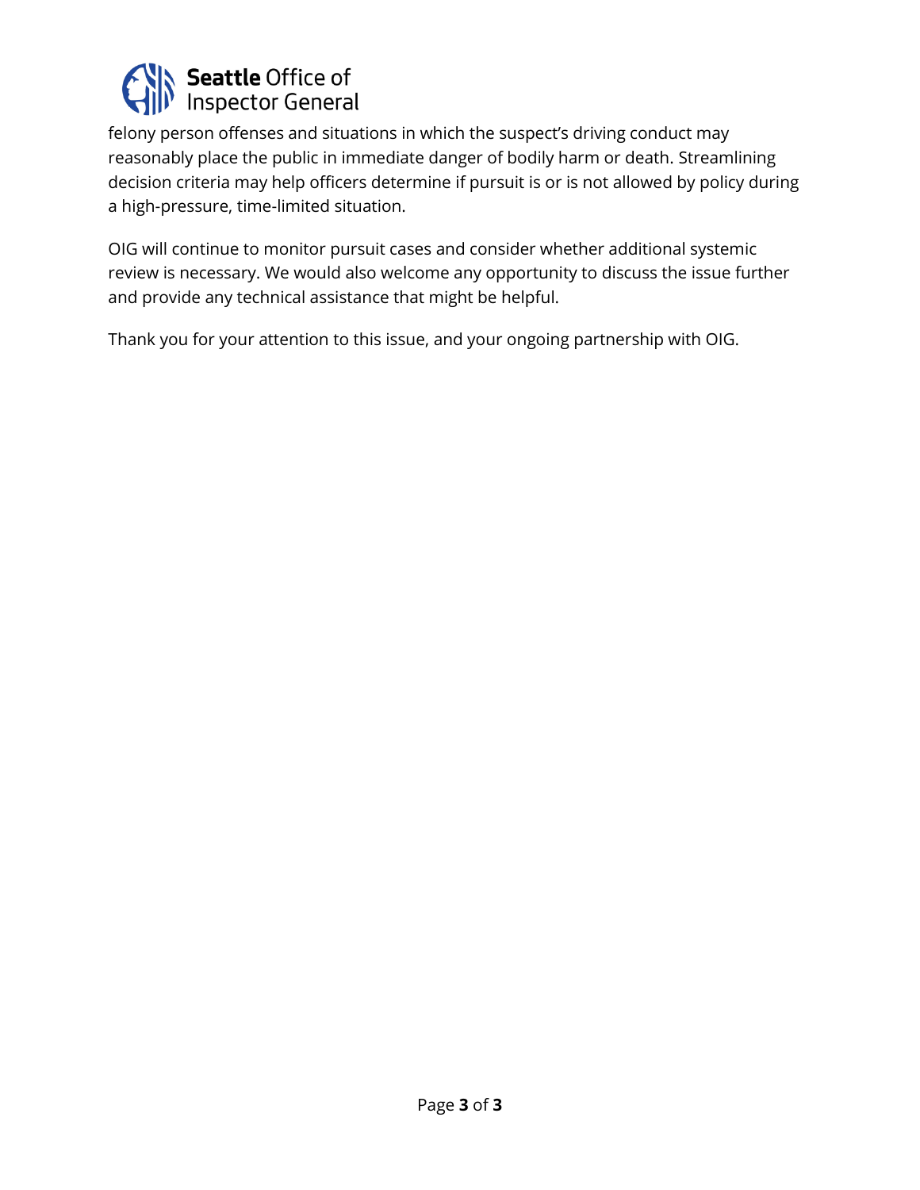felony person offenses and situations in which the suspect's driving conduct may reasonably place the public in immediate danger of bodily harm or death. Streamlining decision criteria may help officers determine if pursuit is or is not allowed by policy during a high-pressure, time-limited situation.

OIG will continue to monitor pursuit cases and consider whether additional systemic review is necessary. We would also welcome any opportunity to discuss the issue further and provide any technical assistance that might be helpful.

Thank you for your attention to this issue, and your ongoing partnership with OIG.